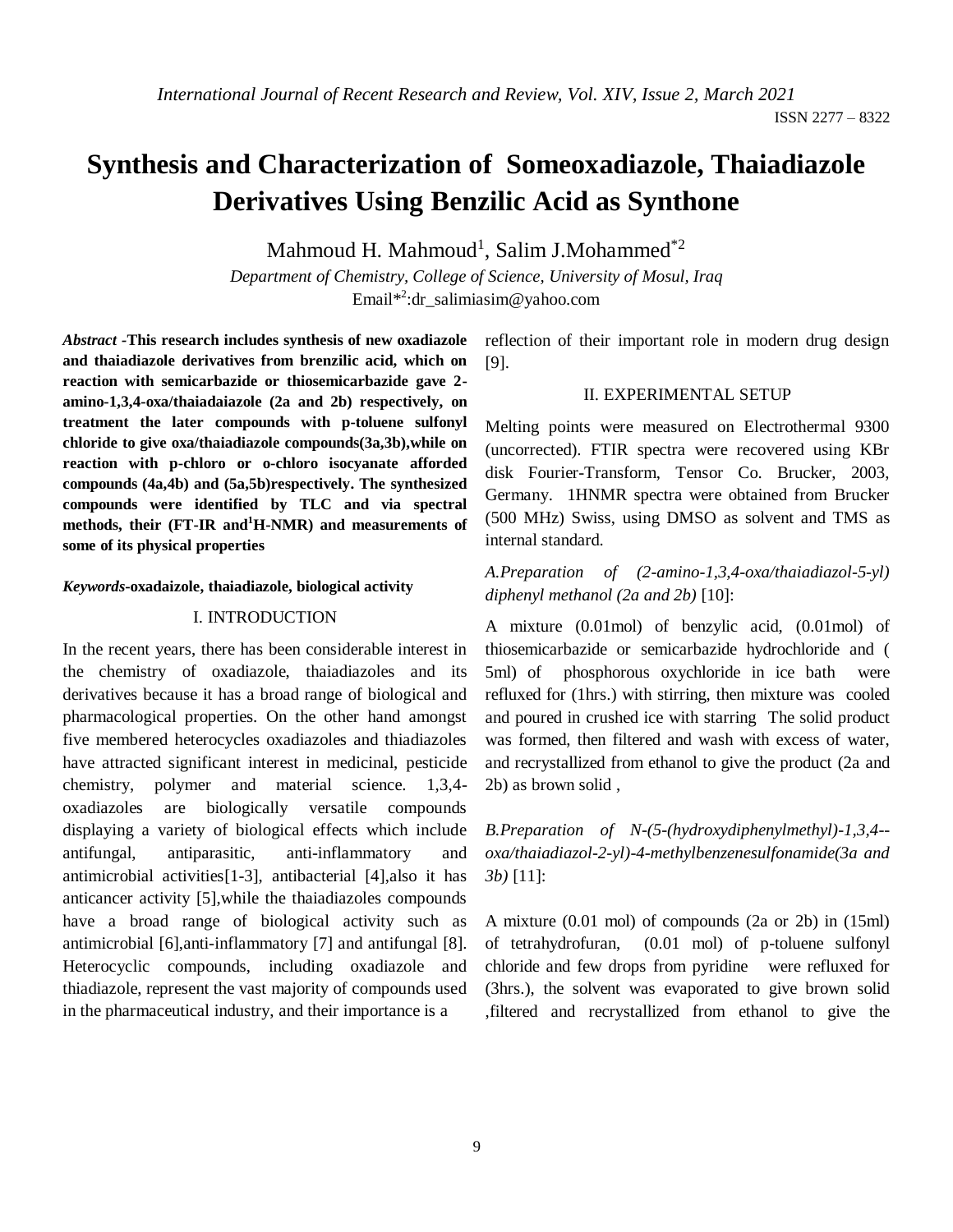# Synthesis and Characterization of Someoxadiazole, Thaiadiazole Derivatives Using Benzilic Acid as Synthone

Mahmoud H. Mahmoud[1], Salim J.Mohammed[*2]

*Department of Chemistry, College of Science, University of Mosul, Iraq*

Email[*2]:dr_salimiasim@yahoo.com

***Abstract*** **-This research includes synthesis of new oxadiazole and thaiadiazole derivatives from brenzilic acid, which on reaction with semicarbazide or thiosemicarbazide gave 2-amino-1,3,4-oxa/thaiadaiazole (2a and 2b) respectively, on treatment the later compounds with p-toluene sulfonyl chloride to give oxa/thiadiazole compounds(3a,3b),while on reaction with p-chloro or o-chloro isocyanate afforded compounds (4a,4b) and (5a,5b)respectively. The synthesized compounds were identified by TLC and via spectral methods, their (FT-IR and $^1$H-NMR) and measurements of some of its physical properties**

***Keywords*****-oxadaizole, thaiadiazole, biological activity**

## I. INTRODUCTION

In the recent years, there has been considerable interest in the chemistry of oxadiazole, thaiadiazoles and its derivatives because it has a broad range of biological and pharmacological properties. On the other hand amongst five membered heterocycles oxadiazoles and thiadiazoles have attracted significant interest in medicinal, pesticide chemistry, polymer and material science. 1,3,4-oxadiazoles are biologically versatile compounds displaying a variety of biological effects which include antifungal, antiparasitic, anti-inflammatory and antimicrobial activities[1-3], antibacterial [4],also it has anticancer activity [5],while the thaiadiazoles compounds have a broad range of biological activity such as antimicrobial [6],anti-inflammatory [7] and antifungal [8]. Heterocyclic compounds, including oxadiazole and thiadiazole, represent the vast majority of compounds used in the pharmaceutical industry, and their importance is a reflection of their important role in modern drug design [9].

## II. EXPERIMENTAL SETUP

Melting points were measured on Electrothermal 9300 (uncorrected). FTIR spectra were recovered using KBr disk Fourier-Transform, Tensor Co. Brucker, 2003, Germany. 1HNMR spectra were obtained from Brucker (500 MHz) Swiss, using DMSO as solvent and TMS as internal standard.

*A.Preparation of (2-amino-1,3,4-oxa/thaiadiazol-5-yl) diphenyl methanol (2a and 2b)* [10]:

A mixture (0.01mol) of benzylic acid, (0.01mol) of thiosemicarbazide or semicarbazide hydrochloride and ( 5ml) of phosphorous oxychloride in ice bath were refluxed for (1hrs.) with stirring, then mixture was cooled and poured in crushed ice with starring The solid product was formed, then filtered and wash with excess of water, and recrystallized from ethanol to give the product (2a and 2b) as brown solid ,

*B.Preparation of N-(5-(hydroxydiphenylmethyl)-1,3,4--oxa/thaiadiazol-2-yl)-4-methylbenzenesulfonamide(3a and 3b)* [11]:

A mixture (0.01 mol) of compounds (2a or 2b) in (15ml) of tetrahydrofuran, (0.01 mol) of p-toluene sulfonyl chloride and few drops from pyridine were refluxed for (3hrs.), the solvent was evaporated to give brown solid ,filtered and recrystallized from ethanol to give the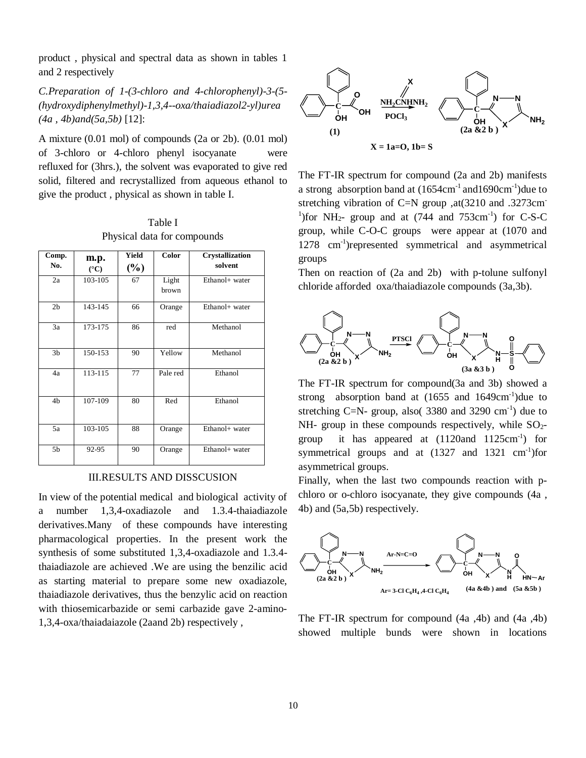product , physical and spectral data as shown in tables 1 and 2 respectively

*C.Preparation of 1-(3-chloro and 4-chlorophenyl)-3-(5-(hydroxydiphenylmethyl)-1,3,4--oxa/thaiadiazol2-yl)urea (4a , 4b)and(5a,5b)* [12]:

A mixture (0.01 mol) of compounds (2a or 2b). (0.01 mol) of 3-chloro or 4-chloro phenyl isocyanate were refluxed for (3hrs.), the solvent was evaporated to give red solid, filtered and recrystallized from aqueous ethanol to give the product , physical as shown in table I.

Table I
Physical data for compounds

| Comp. No. | m.p. (°C) | Yield (%) | Color | Crystallization solvent |
|---|---|---|---|---|
| 2a | 103-105 | 67 | Light brown | Ethanol+ water |
| 2b | 143-145 | 66 | Orange | Ethanol+ water |
| 3a | 173-175 | 86 | red | Methanol |
| 3b | 150-153 | 90 | Yellow | Methanol |
| 4a | 113-115 | 77 | Pale red | Ethanol |
| 4b | 107-109 | 80 | Red | Ethanol |
| 5a | 103-105 | 88 | Orange | Ethanol+ water |
| 5b | 92-95 | 90 | Orange | Ethanol+ water |

## III.RESULTS AND DISSCUSION

In view of the potential medical and biological activity of a number 1,3,4-oxadiazole and 1.3.4-thaiadiazole derivatives.Many of these compounds have interesting pharmacological properties. In the present work the synthesis of some substituted 1,3,4-oxadiazole and 1.3.4-thaiadiazole are achieved .We are using the benzilic acid as starting material to prepare some new oxadiazole, thaiadiazole derivatives, thus the benzylic acid on reaction with thiosemicarbazide or semi carbazide gave 2-amino-1,3,4-oxa/thaiadaiazole (2aand 2b) respectively ,

(1) → $NH_2CNHNH_2$ (X), $POCl_3$ → (2a &2 b )

X = 1a=O, 1b= S

The FT-IR spectrum for compound (2a and 2b) manifests a strong absorption band at (1654cm$^{-1}$ and1690cm$^{-1}$)due to stretching vibration of C=N group ,at(3210 and .3273cm$^{-1}$)for $NH_2$- group and at (744 and 753cm$^{-1}$) for C-S-C group, while C-O-C groups were appear at (1070 and 1278 cm$^{-1}$)represented symmetrical and asymmetrical groups

Then on reaction of (2a and 2b) with p-tolune sulfonyl chloride afforded oxa/thaiadiazole compounds (3a,3b).

(2a &2 b ) → PTSCl → (3a &3 b )

The FT-IR spectrum for compound(3a and 3b) showed a strong absorption band at (1655 and 1649cm$^{-1}$)due to stretching C=N- group, also( 3380 and 3290 cm$^{-1}$) due to NH- group in these compounds respectively, while $SO_2$-group it has appeared at (1120and 1125cm$^{-1}$) for symmetrical groups and at (1327 and 1321 cm$^{-1}$)for asymmetrical groups.

Finally, when the last two compounds reaction with p-chloro or o-chloro isocyanate, they give compounds (4a , 4b) and (5a,5b) respectively.

(2a &2 b ) → Ar-N=C=O → (4a &4b ) and (5a &5b )

Ar= 3-Cl $C_6H_4$ ,4-Cl $C_6H_4$

The FT-IR spectrum for compound (4a ,4b) and (4a ,4b) showed multiple bunds were shown in locations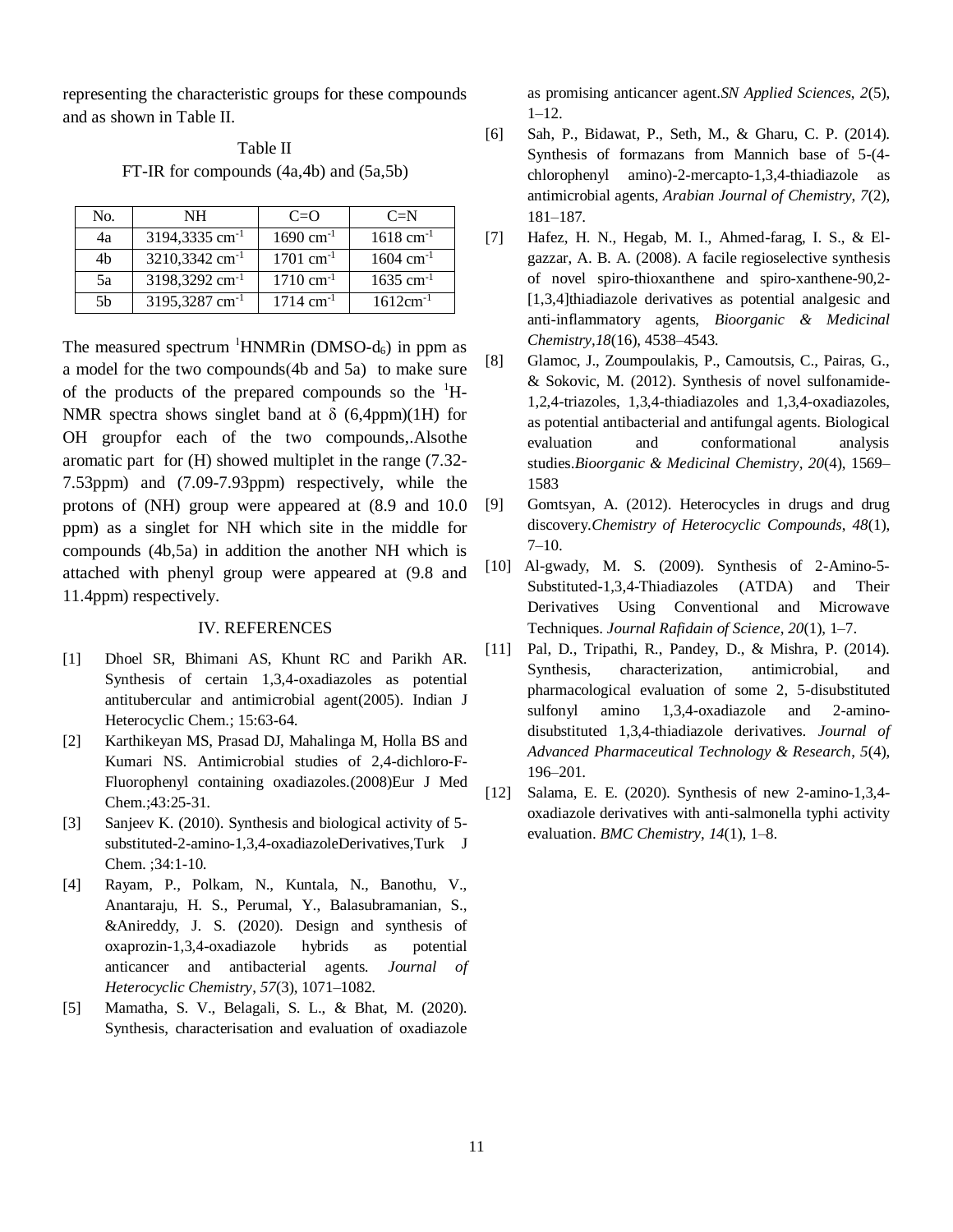representing the characteristic groups for these compounds and as shown in Table II.

Table II

FT-IR for compounds (4a,4b) and (5a,5b)

| No. | NH | C=O | C=N |
|---|---|---|---|
| 4a | 3194,3335 $cm^{-1}$ | 1690 $cm^{-1}$ | 1618 $cm^{-1}$ |
| 4b | 3210,3342 $cm^{-1}$ | 1701 $cm^{-1}$ | 1604 $cm^{-1}$ |
| 5a | 3198,3292 $cm^{-1}$ | 1710 $cm^{-1}$ | 1635 $cm^{-1}$ |
| 5b | 3195,3287 $cm^{-1}$ | 1714 $cm^{-1}$ | 1612$cm^{-1}$ |

The measured spectrum $^{1}$HNMRin (DMSO-$d_6$) in ppm as a model for the two compounds(4b and 5a) to make sure of the products of the prepared compounds so the $^{1}$H-NMR spectra shows singlet band at δ (6,4ppm)(1H) for OH groupfor each of the two compounds,.Alsothe aromatic part for (H) showed multiplet in the range (7.32-7.53ppm) and (7.09-7.93ppm) respectively, while the protons of (NH) group were appeared at (8.9 and 10.0 ppm) as a singlet for NH which site in the middle for compounds (4b,5a) in addition the another NH which is attached with phenyl group were appeared at (9.8 and 11.4ppm) respectively.

## IV. REFERENCES

[1] Dhoel SR, Bhimani AS, Khunt RC and Parikh AR. Synthesis of certain 1,3,4-oxadiazoles as potential antitubercular and antimicrobial agent(2005). Indian J Heterocyclic Chem.; 15:63-64.

[2] Karthikeyan MS, Prasad DJ, Mahalinga M, Holla BS and Kumari NS. Antimicrobial studies of 2,4-dichloro-F-Fluorophenyl containing oxadiazoles.(2008)Eur J Med Chem.;43:25-31.

[3] Sanjeev K. (2010). Synthesis and biological activity of 5-substituted-2-amino-1,3,4-oxadiazoleDerivatives,Turk J Chem. ;34:1-10.

[4] Rayam, P., Polkam, N., Kuntala, N., Banothu, V., Anantaraju, H. S., Perumal, Y., Balasubramanian, S., &Anireddy, J. S. (2020). Design and synthesis of oxaprozin-1,3,4-oxadiazole hybrids as potential anticancer and antibacterial agents. *Journal of Heterocyclic Chemistry*, *57*(3), 1071–1082.

[5] Mamatha, S. V., Belagali, S. L., & Bhat, M. (2020). Synthesis, characterisation and evaluation of oxadiazole as promising anticancer agent.*SN Applied Sciences*, *2*(5), 1–12.

[6] Sah, P., Bidawat, P., Seth, M., & Gharu, C. P. (2014). Synthesis of formazans from Mannich base of 5-(4-chlorophenyl amino)-2-mercapto-1,3,4-thiadiazole as antimicrobial agents, *Arabian Journal of Chemistry*, *7*(2), 181–187.

[7] Hafez, H. N., Hegab, M. I., Ahmed-farag, I. S., & El-gazzar, A. B. A. (2008). A facile regioselective synthesis of novel spiro-thioxanthene and spiro-xanthene-90,2-[1,3,4]thiadiazole derivatives as potential analgesic and anti-inflammatory agents, *Bioorganic & Medicinal Chemistry,18*(16), 4538–4543.

[8] Glamoc, J., Zoumpoulakis, P., Camoutsis, C., Pairas, G., & Sokovic, M. (2012). Synthesis of novel sulfonamide-1,2,4-triazoles, 1,3,4-thiadiazoles and 1,3,4-oxadiazoles, as potential antibacterial and antifungal agents. Biological evaluation and conformational analysis studies.*Bioorganic & Medicinal Chemistry, 20*(4), 1569–1583

[9] Gomtsyan, A. (2012). Heterocycles in drugs and drug discovery.*Chemistry of Heterocyclic Compounds*, *48*(1), 7–10.

[10] Al-gwady, M. S. (2009). Synthesis of 2-Amino-5-Substituted-1,3,4-Thiadiazoles (ATDA) and Their Derivatives Using Conventional and Microwave Techniques. *Journal Rafidain of Science*, *20*(1), 1–7.

[11] Pal, D., Tripathi, R., Pandey, D., & Mishra, P. (2014). Synthesis, characterization, antimicrobial, and pharmacological evaluation of some 2, 5-disubstituted sulfonyl amino 1,3,4-oxadiazole and 2-amino-disubstituted 1,3,4-thiadiazole derivatives. *Journal of Advanced Pharmaceutical Technology & Research*, *5*(4), 196–201.

[12] Salama, E. E. (2020). Synthesis of new 2-amino-1,3,4-oxadiazole derivatives with anti-salmonella typhi activity evaluation. *BMC Chemistry*, *14*(1), 1–8.